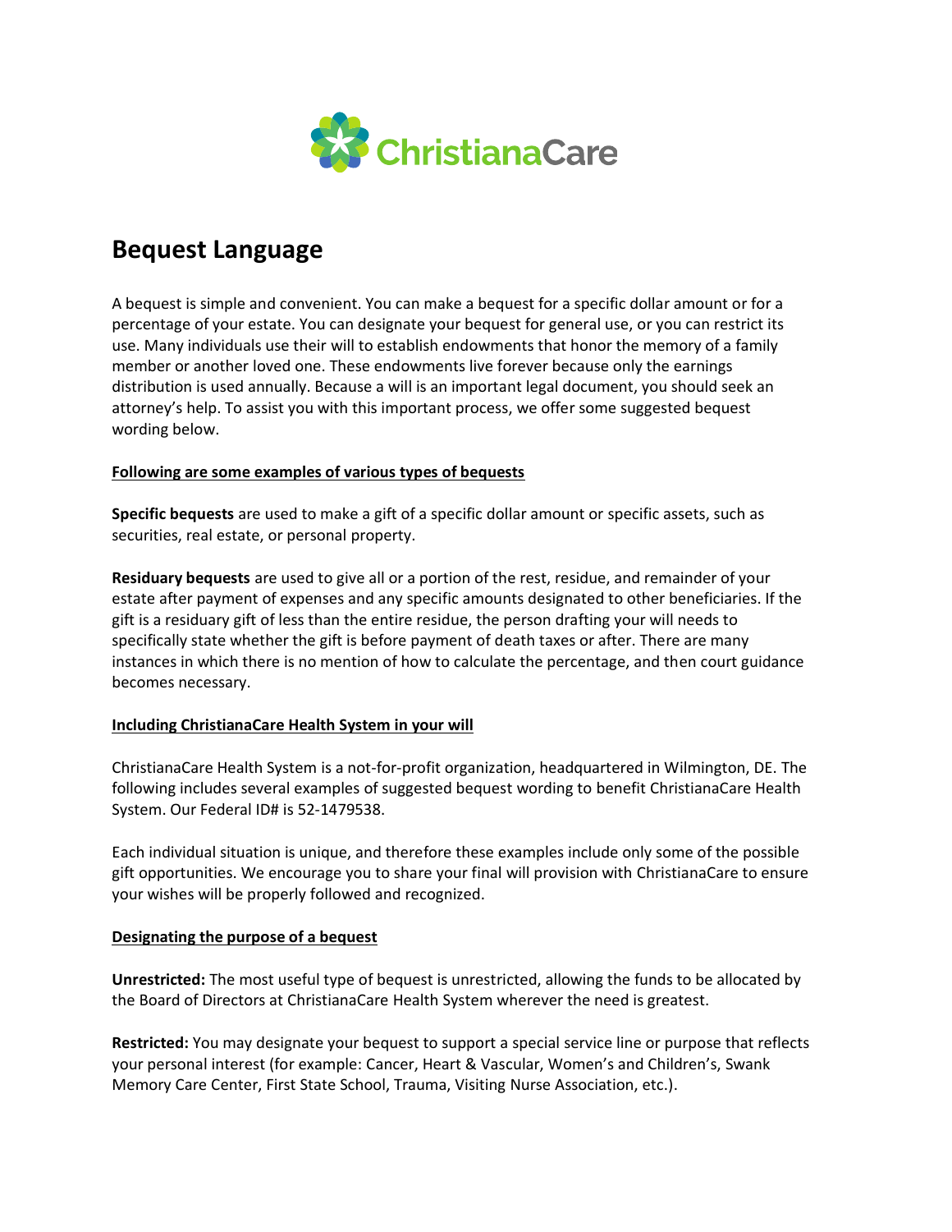ChristianaCare

# Bequest Language

A bequest is simple and convenient. You can make a bequest for a specific dollar amount or for a percentage of your estate. You can designate your bequest for general use, or you can restrict its use. Many individuals use their will to establish endowments that honor the memory of a family member or another loved one. These endowments live forever because only the earnings distribution is used annually. Because a will is an important legal document, you should seek an attorney's help. To assist you with this important process, we offer some suggested bequest wording below.

**Following are some examples of various types of bequests**

**Specific bequests** are used to make a gift of a specific dollar amount or specific assets, such as securities, real estate, or personal property.

**Residuary bequests** are used to give all or a portion of the rest, residue, and remainder of your estate after payment of expenses and any specific amounts designated to other beneficiaries. If the gift is a residuary gift of less than the entire residue, the person drafting your will needs to specifically state whether the gift is before payment of death taxes or after. There are many instances in which there is no mention of how to calculate the percentage, and then court guidance becomes necessary.

**Including ChristianaCare Health System in your will**

ChristianaCare Health System is a not-for-profit organization, headquartered in Wilmington, DE. The following includes several examples of suggested bequest wording to benefit ChristianaCare Health System. Our Federal ID# is 52-1479538.

Each individual situation is unique, and therefore these examples include only some of the possible gift opportunities. We encourage you to share your final will provision with ChristianaCare to ensure your wishes will be properly followed and recognized.

**Designating the purpose of a bequest**

**Unrestricted:** The most useful type of bequest is unrestricted, allowing the funds to be allocated by the Board of Directors at ChristianaCare Health System wherever the need is greatest.

**Restricted:** You may designate your bequest to support a special service line or purpose that reflects your personal interest (for example: Cancer, Heart & Vascular, Women's and Children's, Swank Memory Care Center, First State School, Trauma, Visiting Nurse Association, etc.).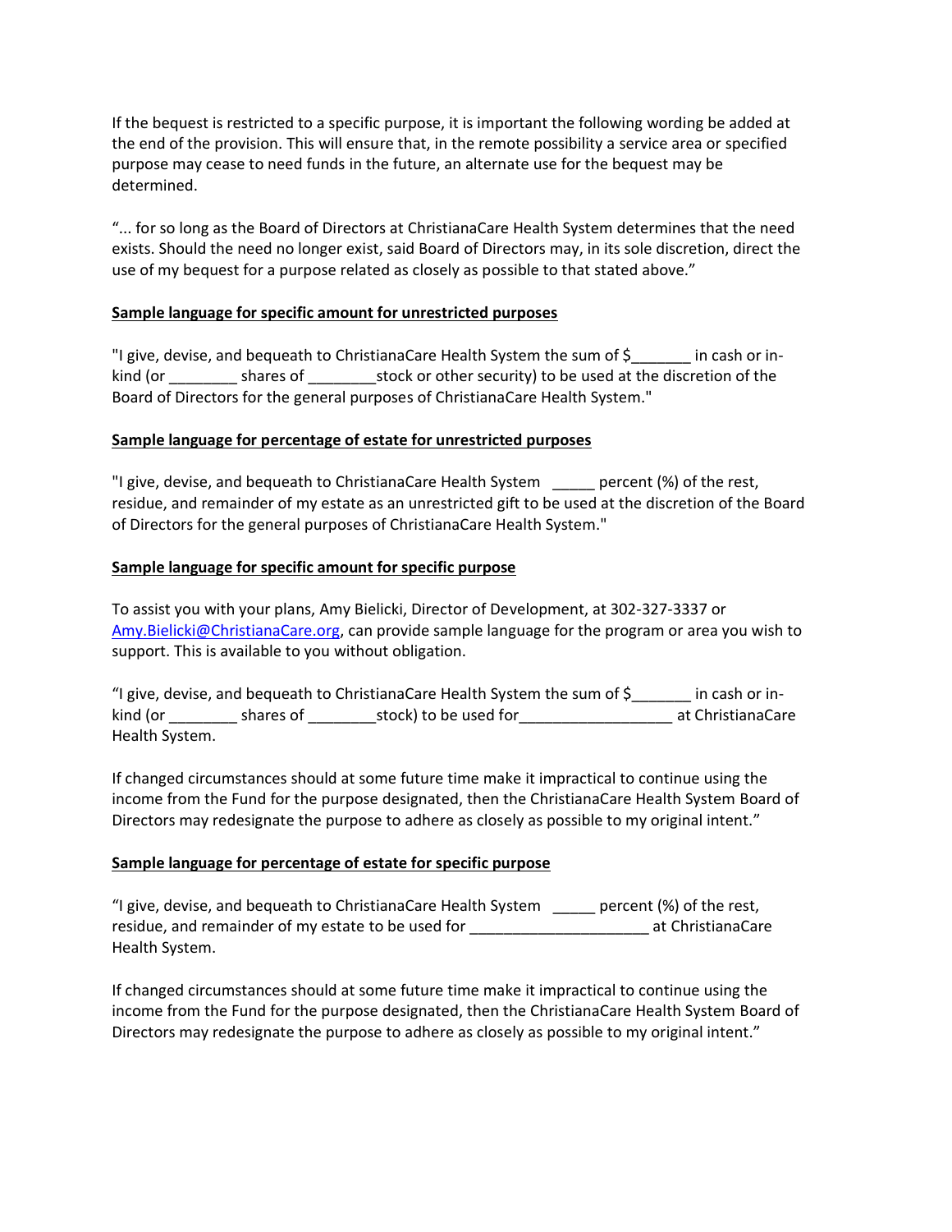If the bequest is restricted to a specific purpose, it is important the following wording be added at the end of the provision. This will ensure that, in the remote possibility a service area or specified purpose may cease to need funds in the future, an alternate use for the bequest may be determined.

"... for so long as the Board of Directors at ChristianaCare Health System determines that the need exists. Should the need no longer exist, said Board of Directors may, in its sole discretion, direct the use of my bequest for a purpose related as closely as possible to that stated above."

**<u>Sample language for specific amount for unrestricted purposes</u>**

"I give, devise, and bequeath to ChristianaCare Health System the sum of $_______ in cash or in-kind (or ________ shares of ________stock or other security) to be used at the discretion of the Board of Directors for the general purposes of ChristianaCare Health System."

**<u>Sample language for percentage of estate for unrestricted purposes</u>**

"I give, devise, and bequeath to ChristianaCare Health System _____ percent (%) of the rest, residue, and remainder of my estate as an unrestricted gift to be used at the discretion of the Board of Directors for the general purposes of ChristianaCare Health System."

**<u>Sample language for specific amount for specific purpose</u>**

To assist you with your plans, Amy Bielicki, Director of Development, at 302-327-3337 or [Amy.Bielicki@ChristianaCare.org](mailto:Amy.Bielicki@ChristianaCare.org), can provide sample language for the program or area you wish to support. This is available to you without obligation.

"I give, devise, and bequeath to ChristianaCare Health System the sum of $_______ in cash or in-kind (or ________ shares of ________stock) to be used for__________________ at ChristianaCare Health System.

If changed circumstances should at some future time make it impractical to continue using the income from the Fund for the purpose designated, then the ChristianaCare Health System Board of Directors may redesignate the purpose to adhere as closely as possible to my original intent."

**<u>Sample language for percentage of estate for specific purpose</u>**

"I give, devise, and bequeath to ChristianaCare Health System _____ percent (%) of the rest, residue, and remainder of my estate to be used for _____________________ at ChristianaCare Health System.

If changed circumstances should at some future time make it impractical to continue using the income from the Fund for the purpose designated, then the ChristianaCare Health System Board of Directors may redesignate the purpose to adhere as closely as possible to my original intent."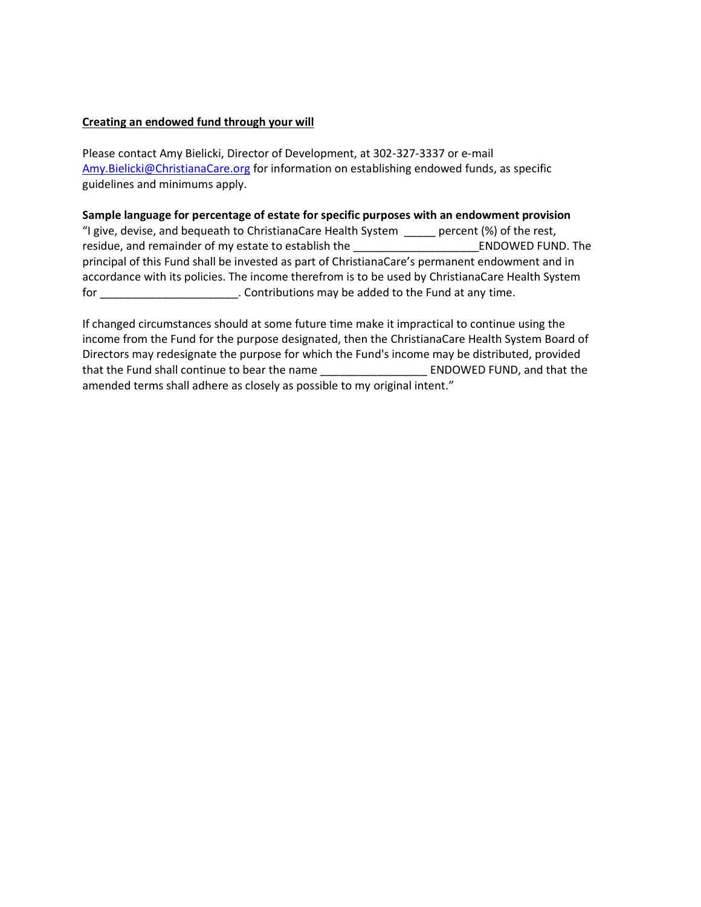**Creating an endowed fund through your will**

Please contact Amy Bielicki, Director of Development, at 302-327-3337 or e-mail [Amy.Bielicki@ChristianaCare.org](mailto:Amy.Bielicki@ChristianaCare.org) for information on establishing endowed funds, as specific guidelines and minimums apply.

**Sample language for percentage of estate for specific purposes with an endowment provision**

"I give, devise, and bequeath to ChristianaCare Health System _____ percent (%) of the rest, residue, and remainder of my estate to establish the ___________________ENDOWED FUND. The principal of this Fund shall be invested as part of ChristianaCare's permanent endowment and in accordance with its policies. The income therefrom is to be used by ChristianaCare Health System for _____________________. Contributions may be added to the Fund at any time.

If changed circumstances should at some future time make it impractical to continue using the income from the Fund for the purpose designated, then the ChristianaCare Health System Board of Directors may redesignate the purpose for which the Fund's income may be distributed, provided that the Fund shall continue to bear the name ________________ ENDOWED FUND, and that the amended terms shall adhere as closely as possible to my original intent."